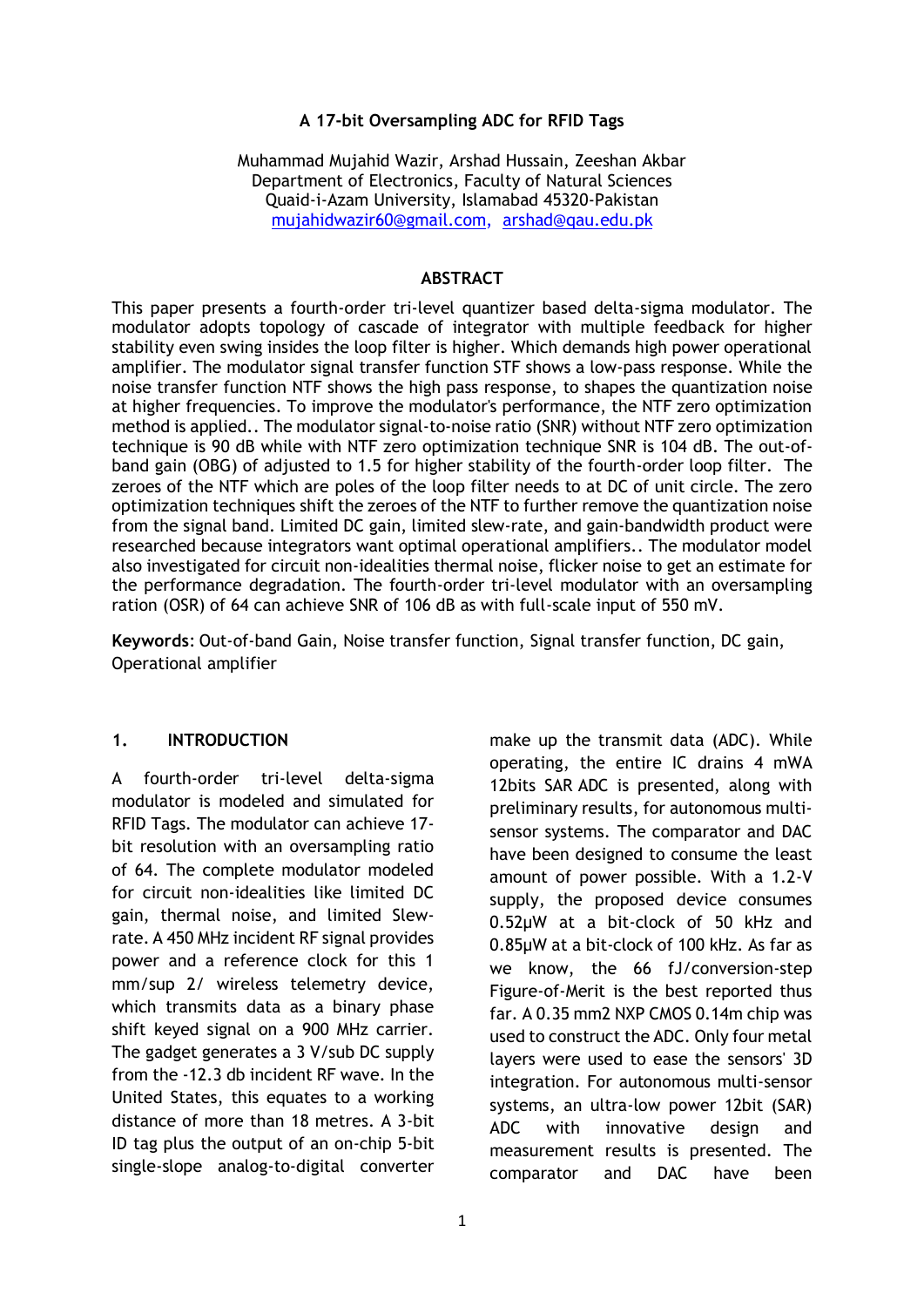**A 17-bit Oversampling ADC for RFID Tags**

Muhammad Mujahid Wazir, Arshad Hussain, Zeeshan Akbar
Department of Electronics, Faculty of Natural Sciences
Quaid-i-Azam University, Islamabad 45320-Pakistan
mujahidwazir60@gmail.com, arshad@qau.edu.pk

**ABSTRACT**

This paper presents a fourth-order tri-level quantizer based delta-sigma modulator. The modulator adopts topology of cascade of integrator with multiple feedback for higher stability even swing insides the loop filter is higher. Which demands high power operational amplifier. The modulator signal transfer function STF shows a low-pass response. While the noise transfer function NTF shows the high pass response, to shapes the quantization noise at higher frequencies. To improve the modulator's performance, the NTF zero optimization method is applied.. The modulator signal-to-noise ratio (SNR) without NTF zero optimization technique is 90 dB while with NTF zero optimization technique SNR is 104 dB. The out-of-band gain (OBG) of adjusted to 1.5 for higher stability of the fourth-order loop filter. The zeroes of the NTF which are poles of the loop filter needs to at DC of unit circle. The zero optimization techniques shift the zeroes of the NTF to further remove the quantization noise from the signal band. Limited DC gain, limited slew-rate, and gain-bandwidth product were researched because integrators want optimal operational amplifiers.. The modulator model also investigated for circuit non-idealities thermal noise, flicker noise to get an estimate for the performance degradation. The fourth-order tri-level modulator with an oversampling ration (OSR) of 64 can achieve SNR of 106 dB as with full-scale input of 550 mV.

**Keywords**: Out-of-band Gain, Noise transfer function, Signal transfer function, DC gain, Operational amplifier

## 1. INTRODUCTION

A fourth-order tri-level delta-sigma modulator is modeled and simulated for RFID Tags. The modulator can achieve 17-bit resolution with an oversampling ratio of 64. The complete modulator modeled for circuit non-idealities like limited DC gain, thermal noise, and limited Slew-rate. A 450 MHz incident RF signal provides power and a reference clock for this 1 mm/sup 2/ wireless telemetry device, which transmits data as a binary phase shift keyed signal on a 900 MHz carrier. The gadget generates a 3 V/sub DC supply from the -12.3 db incident RF wave. In the United States, this equates to a working distance of more than 18 metres. A 3-bit ID tag plus the output of an on-chip 5-bit single-slope analog-to-digital converter make up the transmit data (ADC). While operating, the entire IC drains 4 mWA 12bits SAR ADC is presented, along with preliminary results, for autonomous multi-sensor systems. The comparator and DAC have been designed to consume the least amount of power possible. With a 1.2-V supply, the proposed device consumes 0.52µW at a bit-clock of 50 kHz and 0.85µW at a bit-clock of 100 kHz. As far as we know, the 66 fJ/conversion-step Figure-of-Merit is the best reported thus far. A 0.35 mm2 NXP CMOS 0.14m chip was used to construct the ADC. Only four metal layers were used to ease the sensors' 3D integration. For autonomous multi-sensor systems, an ultra-low power 12bit (SAR) ADC with innovative design and measurement results is presented. The comparator and DAC have been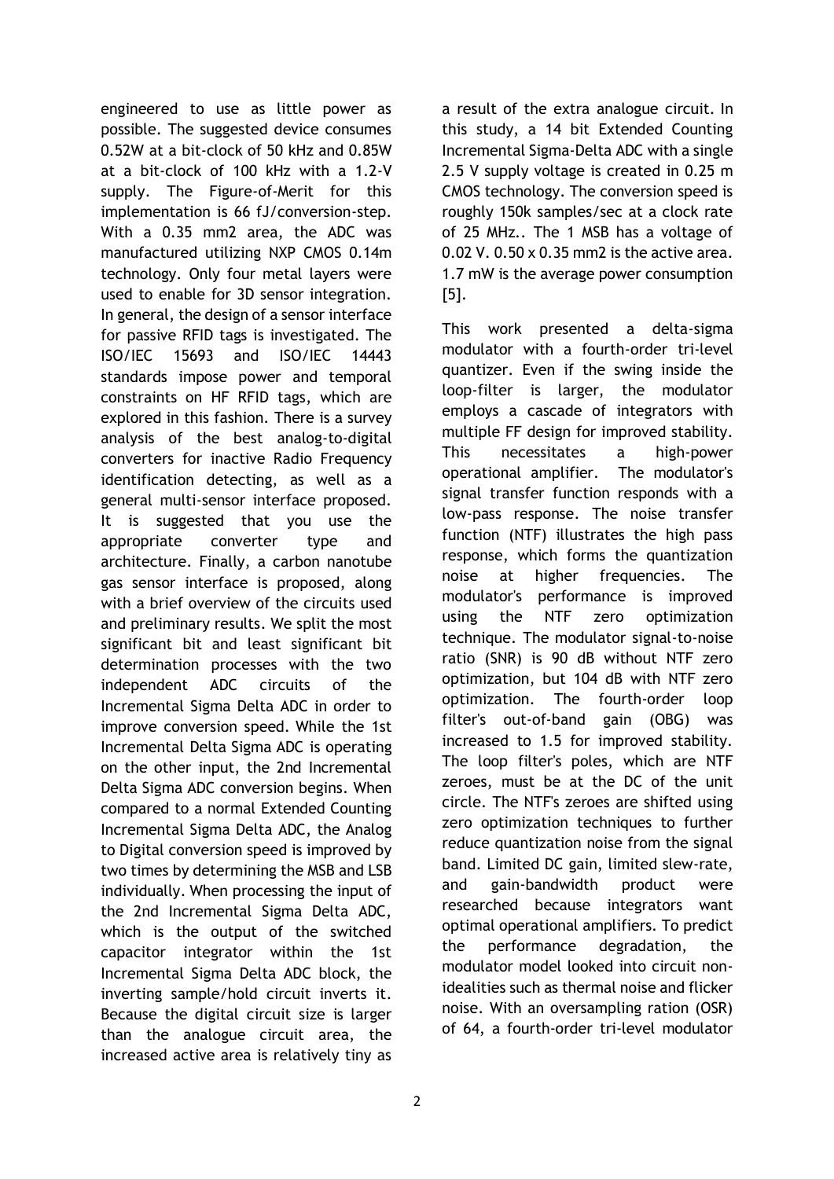engineered to use as little power as possible. The suggested device consumes 0.52W at a bit-clock of 50 kHz and 0.85W at a bit-clock of 100 kHz with a 1.2-V supply. The Figure-of-Merit for this implementation is 66 fJ/conversion-step. With a 0.35 mm2 area, the ADC was manufactured utilizing NXP CMOS 0.14m technology. Only four metal layers were used to enable for 3D sensor integration. In general, the design of a sensor interface for passive RFID tags is investigated. The ISO/IEC 15693 and ISO/IEC 14443 standards impose power and temporal constraints on HF RFID tags, which are explored in this fashion. There is a survey analysis of the best analog-to-digital converters for inactive Radio Frequency identification detecting, as well as a general multi-sensor interface proposed. It is suggested that you use the appropriate converter type and architecture. Finally, a carbon nanotube gas sensor interface is proposed, along with a brief overview of the circuits used and preliminary results. We split the most significant bit and least significant bit determination processes with the two independent ADC circuits of the Incremental Sigma Delta ADC in order to improve conversion speed. While the 1st Incremental Delta Sigma ADC is operating on the other input, the 2nd Incremental Delta Sigma ADC conversion begins. When compared to a normal Extended Counting Incremental Sigma Delta ADC, the Analog to Digital conversion speed is improved by two times by determining the MSB and LSB individually. When processing the input of the 2nd Incremental Sigma Delta ADC, which is the output of the switched capacitor integrator within the 1st Incremental Sigma Delta ADC block, the inverting sample/hold circuit inverts it. Because the digital circuit size is larger than the analogue circuit area, the increased active area is relatively tiny as a result of the extra analogue circuit. In this study, a 14 bit Extended Counting Incremental Sigma-Delta ADC with a single 2.5 V supply voltage is created in 0.25 m CMOS technology. The conversion speed is roughly 150k samples/sec at a clock rate of 25 MHz.. The 1 MSB has a voltage of 0.02 V. 0.50 x 0.35 mm2 is the active area. 1.7 mW is the average power consumption [5].

This work presented a delta-sigma modulator with a fourth-order tri-level quantizer. Even if the swing inside the loop-filter is larger, the modulator employs a cascade of integrators with multiple FF design for improved stability. This necessitates a high-power operational amplifier. The modulator's signal transfer function responds with a low-pass response. The noise transfer function (NTF) illustrates the high pass response, which forms the quantization noise at higher frequencies. The modulator's performance is improved using the NTF zero optimization technique. The modulator signal-to-noise ratio (SNR) is 90 dB without NTF zero optimization, but 104 dB with NTF zero optimization. The fourth-order loop filter's out-of-band gain (OBG) was increased to 1.5 for improved stability. The loop filter's poles, which are NTF zeroes, must be at the DC of the unit circle. The NTF's zeroes are shifted using zero optimization techniques to further reduce quantization noise from the signal band. Limited DC gain, limited slew-rate, and gain-bandwidth product were researched because integrators want optimal operational amplifiers. To predict the performance degradation, the modulator model looked into circuit non-idealities such as thermal noise and flicker noise. With an oversampling ration (OSR) of 64, a fourth-order tri-level modulator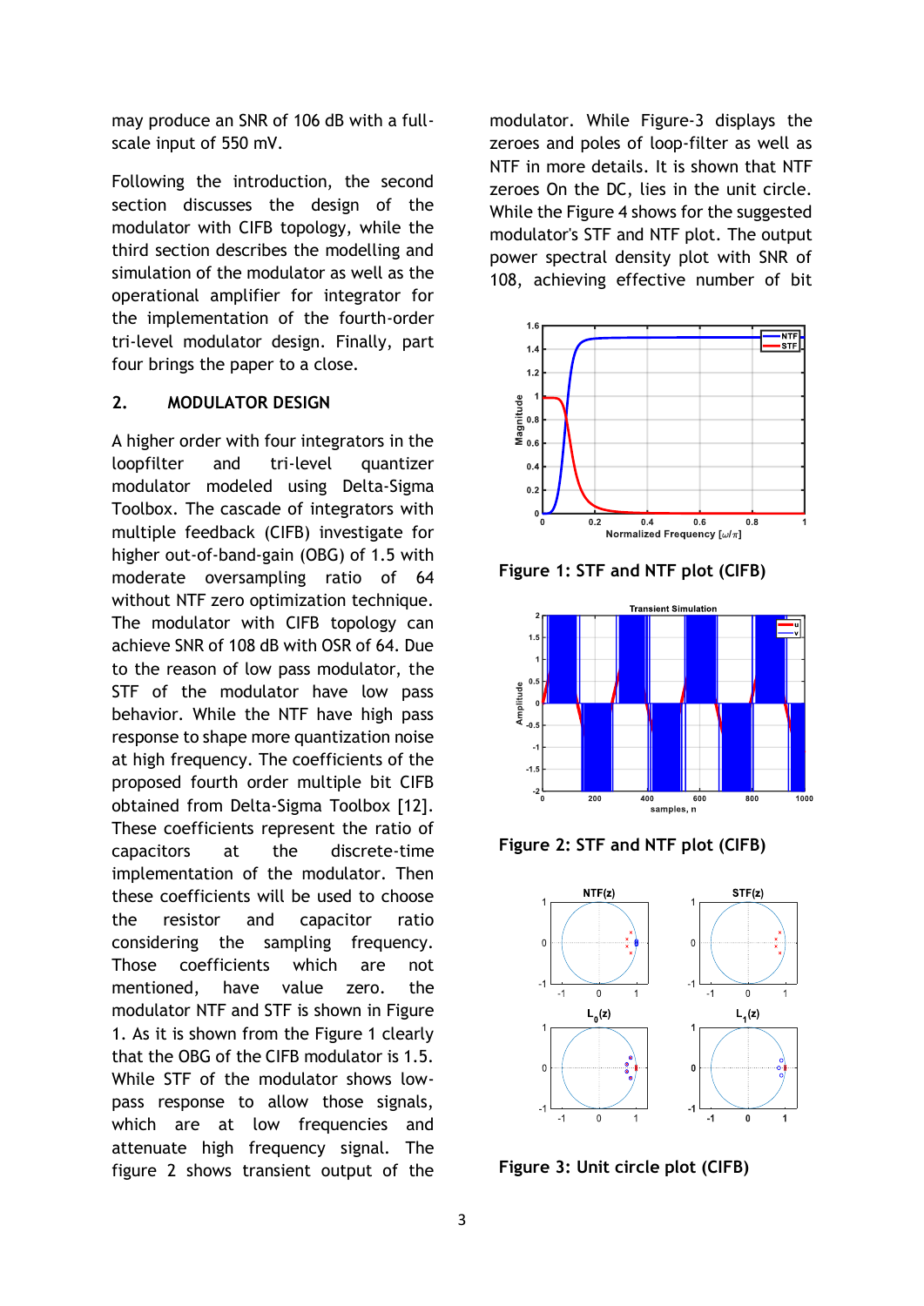may produce an SNR of 106 dB with a full-scale input of 550 mV.

Following the introduction, the second section discusses the design of the modulator with CIFB topology, while the third section describes the modelling and simulation of the modulator as well as the operational amplifier for integrator for the implementation of the fourth-order tri-level modulator design. Finally, part four brings the paper to a close.

## 2. MODULATOR DESIGN

A higher order with four integrators in the loopfilter and tri-level quantizer modulator modeled using Delta-Sigma Toolbox. The cascade of integrators with multiple feedback (CIFB) investigate for higher out-of-band-gain (OBG) of 1.5 with moderate oversampling ratio of 64 without NTF zero optimization technique. The modulator with CIFB topology can achieve SNR of 108 dB with OSR of 64. Due to the reason of low pass modulator, the STF of the modulator have low pass behavior. While the NTF have high pass response to shape more quantization noise at high frequency. The coefficients of the proposed fourth order multiple bit CIFB obtained from Delta-Sigma Toolbox [12]. These coefficients represent the ratio of capacitors at the discrete-time implementation of the modulator. Then these coefficients will be used to choose the resistor and capacitor ratio considering the sampling frequency. Those coefficients which are not mentioned, have value zero. the modulator NTF and STF is shown in Figure 1. As it is shown from the Figure 1 clearly that the OBG of the CIFB modulator is 1.5. While STF of the modulator shows low-pass response to allow those signals, which are at low frequencies and attenuate high frequency signal. The figure 2 shows transient output of the modulator. While Figure-3 displays the zeroes and poles of loop-filter as well as NTF in more details. It is shown that NTF zeroes On the DC, lies in the unit circle. While the Figure 4 shows for the suggested modulator's STF and NTF plot. The output power spectral density plot with SNR of 108, achieving effective number of bit

**Figure 1: STF and NTF plot (CIFB)**

**Figure 2: STF and NTF plot (CIFB)**

**Figure 3: Unit circle plot (CIFB)**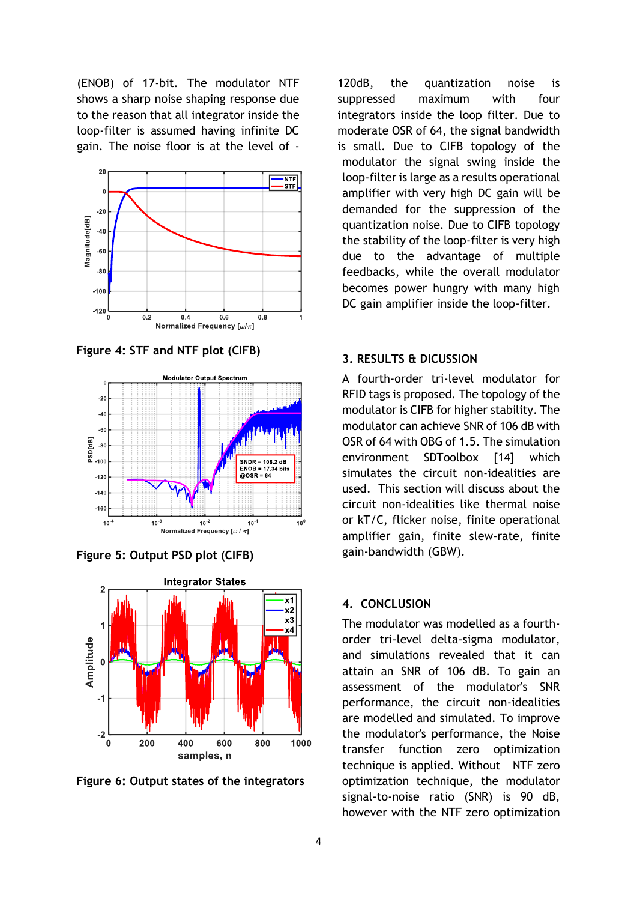(ENOB) of 17-bit. The modulator NTF shows a sharp noise shaping response due to the reason that all integrator inside the loop-filter is assumed having infinite DC gain. The noise floor is at the level of -120dB, the quantization noise is suppressed maximum with four integrators inside the loop filter. Due to moderate OSR of 64, the signal bandwidth is small. Due to CIFB topology of the modulator the signal swing inside the loop-filter is large as a results operational amplifier with very high DC gain will be demanded for the suppression of the quantization noise. Due to CIFB topology the stability of the loop-filter is very high due to the advantage of multiple feedbacks, while the overall modulator becomes power hungry with many high DC gain amplifier inside the loop-filter.

**Figure 4: STF and NTF plot (CIFB)**

**Figure 5: Output PSD plot (CIFB)**

**Figure 6: Output states of the integrators**

## 3. RESULTS & DICUSSION

A fourth-order tri-level modulator for RFID tags is proposed. The topology of the modulator is CIFB for higher stability. The modulator can achieve SNR of 106 dB with OSR of 64 with OBG of 1.5. The simulation environment SDToolbox [14] which simulates the circuit non-idealities are used. This section will discuss about the circuit non-idealities like thermal noise or kT/C, flicker noise, finite operational amplifier gain, finite slew-rate, finite gain-bandwidth (GBW).

## 4. CONCLUSION

The modulator was modelled as a fourth-order tri-level delta-sigma modulator, and simulations revealed that it can attain an SNR of 106 dB. To gain an assessment of the modulator's SNR performance, the circuit non-idealities are modelled and simulated. To improve the modulator's performance, the Noise transfer function zero optimization technique is applied. Without NTF zero optimization technique, the modulator signal-to-noise ratio (SNR) is 90 dB, however with the NTF zero optimization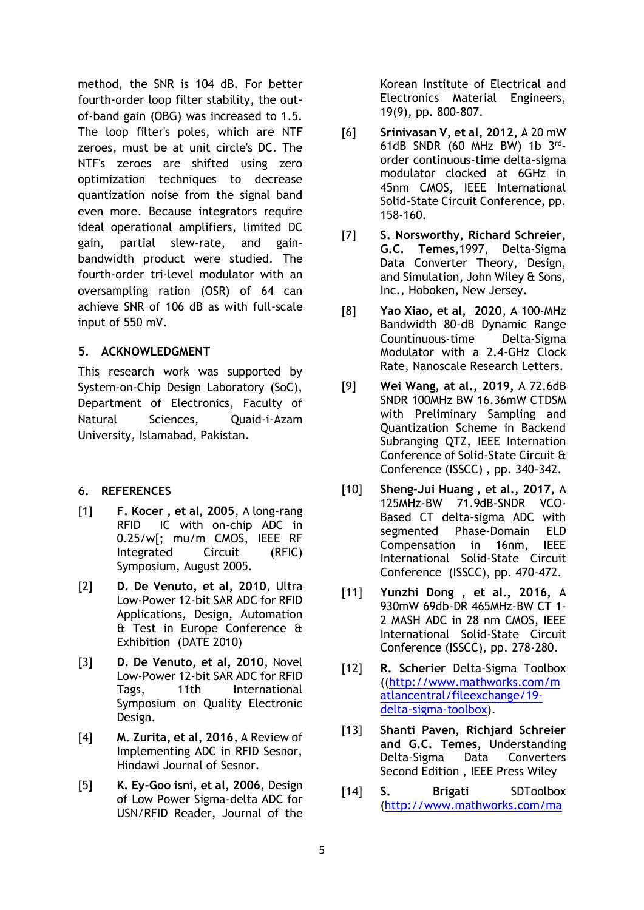method, the SNR is 104 dB. For better fourth-order loop filter stability, the out-of-band gain (OBG) was increased to 1.5. The loop filter's poles, which are NTF zeroes, must be at unit circle's DC. The NTF's zeroes are shifted using zero optimization techniques to decrease quantization noise from the signal band even more. Because integrators require ideal operational amplifiers, limited DC gain, partial slew-rate, and gain-bandwidth product were studied. The fourth-order tri-level modulator with an oversampling ratio (OSR) of 64 can achieve SNR of 106 dB as with full-scale input of 550 mV.

## 5. ACKNOWLEDGMENT

This research work was supported by System-on-Chip Design Laboratory (SoC), Department of Electronics, Faculty of Natural Sciences, Quaid-i-Azam University, Islamabad, Pakistan.

## 6. REFERENCES

[1] **F. Kocer , et al, 2005**, A long-rang RFID IC with on-chip ADC in 0.25/w[; mu/m CMOS, IEEE RF Integrated Circuit (RFIC) Symposium, August 2005.

[2] **D. De Venuto, et al, 2010**, Ultra Low-Power 12-bit SAR ADC for RFID Applications, Design, Automation & Test in Europe Conference & Exhibition (DATE 2010)

[3] **D. De Venuto, et al, 2010**, Novel Low-Power 12-bit SAR ADC for RFID Tags, 11th International Symposium on Quality Electronic Design.

[4] **M. Zurita, et al, 2016**, A Review of Implementing ADC in RFID Sesnor, Hindawi Journal of Sesnor.

[5] **K. Ey-Goo isni, et al, 2006**, Design of Low Power Sigma-delta ADC for USN/RFID Reader, Journal of the Korean Institute of Electrical and Electronics Material Engineers, 19(9), pp. 800-807.

[6] **Srinivasan V, et al, 2012,** A 20 mW 61dB SNDR (60 MHz BW) 1b 3rd-order continuous-time delta-sigma modulator clocked at 6GHz in 45nm CMOS, IEEE International Solid-State Circuit Conference, pp. 158-160.

[7] **S. Norsworthy, Richard Schreier, G.C. Temes**,1997, Delta-Sigma Data Converter Theory, Design, and Simulation, John Wiley & Sons, Inc., Hoboken, New Jersey.

[8] **Yao Xiao, et al, 2020**, A 100-MHz Bandwidth 80-dB Dynamic Range Countinuous-time Delta-Sigma Modulator with a 2.4-GHz Clock Rate, Nanoscale Research Letters.

[9] **Wei Wang, at al., 2019,** A 72.6dB SNDR 100MHz BW 16.36mW CTDSM with Preliminary Sampling and Quantization Scheme in Backend Subranging QTZ, IEEE Internation Conference of Solid-State Circuit & Conference (ISSCC) , pp. 340-342.

[10] **Sheng-Jui Huang , et al., 2017,** A 125MHz-BW 71.9dB-SNDR VCO-Based CT delta-sigma ADC with segmented Phase-Domain ELD Compensation in 16nm, IEEE International Solid-State Circuit Conference (ISSCC), pp. 470-472.

[11] **Yunzhi Dong , et al., 2016,** A 930mW 69db-DR 465MHz-BW CT 1-2 MASH ADC in 28 nm CMOS, IEEE International Solid-State Circuit Conference (ISSCC), pp. 278-280.

[12] **R. Scherier** Delta-Sigma Toolbox ((http://www.mathworks.com/matlancentral/fileexchange/19-delta-sigma-toolbox).

[13] **Shanti Paven, Richjard Schreier and G.C. Temes,** Understanding Delta-Sigma Data Converters Second Edition , IEEE Press Wiley

[14] **S. Brigati** SDToolbox (http://www.mathworks.com/ma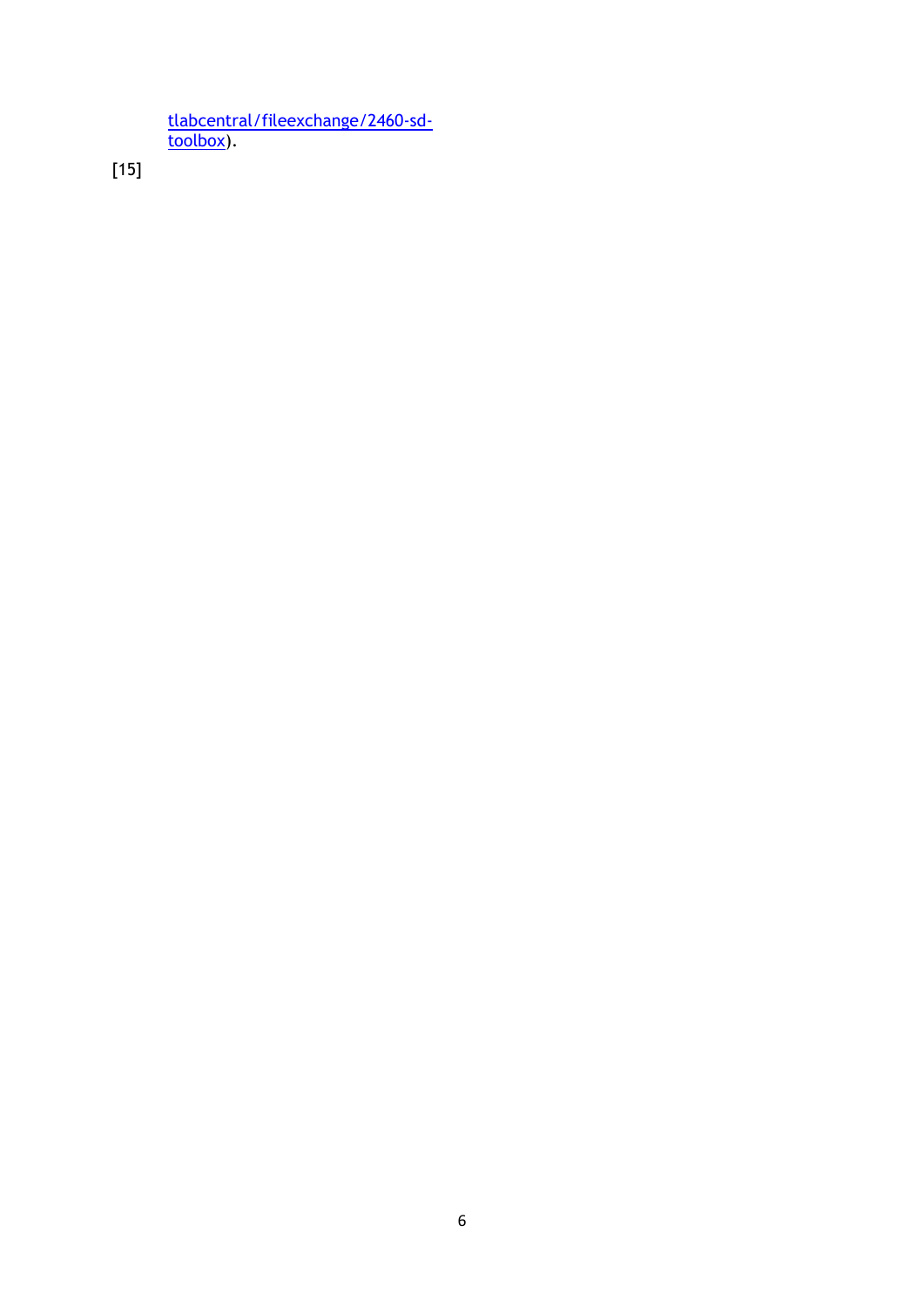tlabcentral/fileexchange/2460-sd-toolbox).

[15]